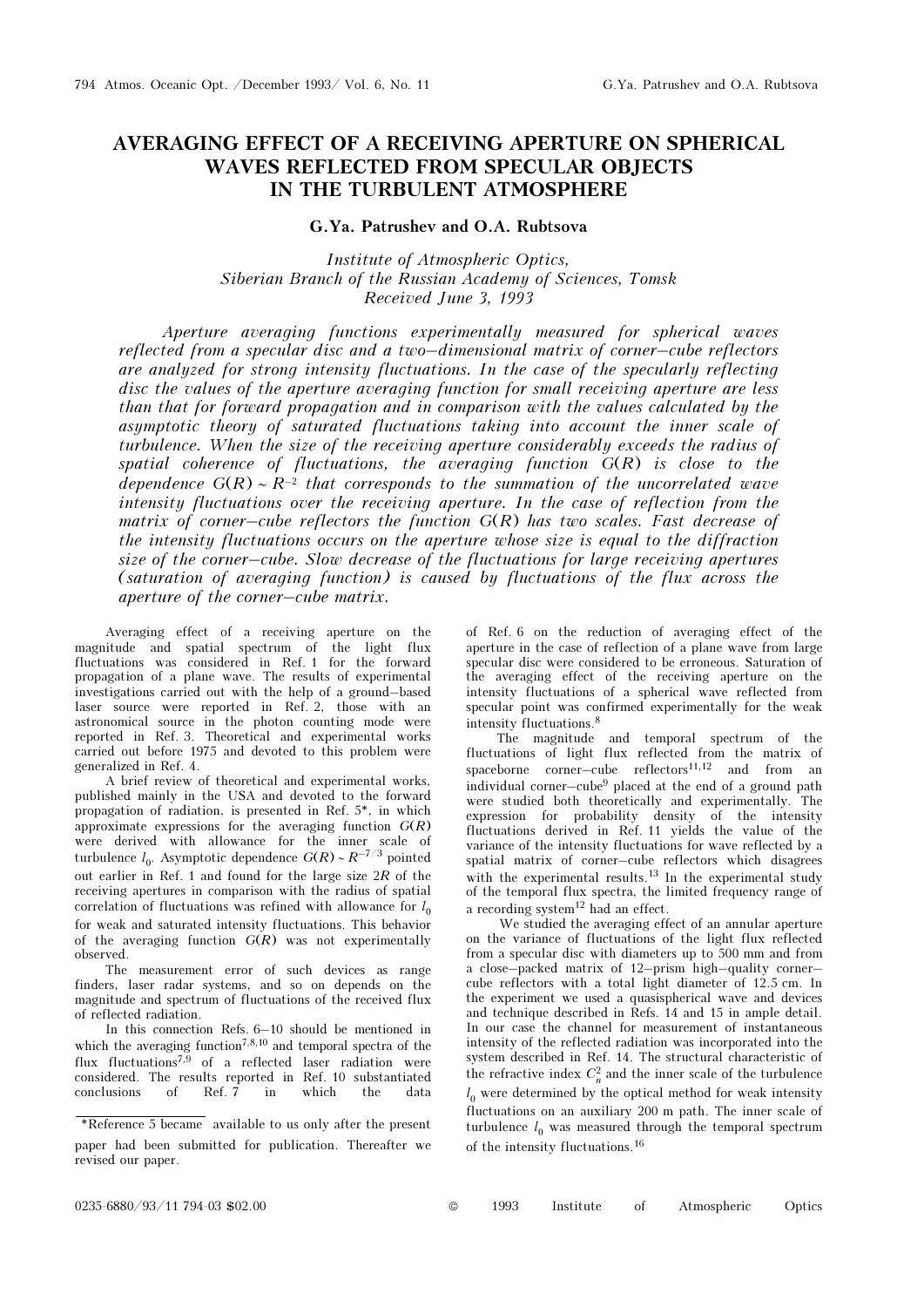# AVERAGING EFFECT OF A RECEIVING APERTURE ON SPHERICAL WAVES REFLECTED FROM SPECULAR OBJECTS IN THE TURBULENT ATMOSPHERE

**G.Ya. Patrushev and O.A. Rubtsova**

*Institute of Atmospheric Optics,*
*Siberian Branch of the Russian Academy of Sciences, Tomsk*
*Received June 3, 1993*

*Aperture averaging functions experimentally measured for spherical waves reflected from a specular disc and a two–dimensional matrix of corner–cube reflectors are analyzed for strong intensity fluctuations. In the case of the specularly reflecting disc the values of the aperture averaging function for small receiving aperture are less than that for forward propagation and in comparison with the values calculated by the asymptotic theory of saturated fluctuations taking into account the inner scale of turbulence. When the size of the receiving aperture considerably exceeds the radius of spatial coherence of fluctuations, the averaging function $G(R)$ is close to the dependence $G(R) \sim R^{-2}$ that corresponds to the summation of the uncorrelated wave intensity fluctuations over the receiving aperture. In the case of reflection from the matrix of corner–cube reflectors the function $G(R)$ has two scales. Fast decrease of the intensity fluctuations occurs on the aperture whose size is equal to the diffraction size of the corner–cube. Slow decrease of the fluctuations for large receiving apertures (saturation of averaging function) is caused by fluctuations of the flux across the aperture of the corner–cube matrix.*

Averaging effect of a receiving aperture on the magnitude and spatial spectrum of the light flux fluctuations was considered in Ref. 1 for the forward propagation of a plane wave. The results of experimental investigations carried out with the help of a ground–based laser source were reported in Ref. 2, those with an astronomical source in the photon counting mode were reported in Ref. 3. Theoretical and experimental works carried out before 1975 and devoted to this problem were generalized in Ref. 4.

A brief review of theoretical and experimental works, published mainly in the USA and devoted to the forward propagation of radiation, is presented in Ref. 5*, in which approximate expressions for the averaging function $G(R)$ were derived with allowance for the inner scale of turbulence $l_0$. Asymptotic dependence $G(R) \sim R^{-7/3}$ pointed out earlier in Ref. 1 and found for the large size $2R$ of the receiving apertures in comparison with the radius of spatial correlation of fluctuations was refined with allowance for $l_0$ for weak and saturated intensity fluctuations. This behavior of the averaging function $G(R)$ was not experimentally observed.

The measurement error of such devices as range finders, laser radar systems, and so on depends on the magnitude and spectrum of fluctuations of the received flux of reflected radiation.

In this connection Refs. 6–10 should be mentioned in which the averaging function[7,8,10] and temporal spectra of the flux fluctuations[7,9] of a reflected laser radiation were considered. The results reported in Ref. 10 substantiated conclusions of Ref. 7 in which the data of Ref. 6 on the reduction of averaging effect of the aperture in the case of reflection of a plane wave from large specular disc were considered to be erroneous. Saturation of the averaging effect of the receiving aperture on the intensity fluctuations of a spherical wave reflected from specular point was confirmed experimentally for the weak intensity fluctuations.[8]

The magnitude and temporal spectrum of the fluctuations of light flux reflected from the matrix of spaceborne corner–cube reflectors[11,12] and from an individual corner–cube[9] placed at the end of a ground path were studied both theoretically and experimentally. The expression for probability density of the intensity fluctuations derived in Ref. 11 yields the value of the variance of the intensity fluctuations for wave reflected by a spatial matrix of corner–cube reflectors which disagrees with the experimental results.[13] In the experimental study of the temporal flux spectra, the limited frequency range of a recording system[12] had an effect.

We studied the averaging effect of an annular aperture on the variance of fluctuations of the light flux reflected from a specular disc with diameters up to 500 mm and from a close–packed matrix of 12–prism high–quality corner–cube reflectors with a total light diameter of 12.5 cm. In the experiment we used a quasispherical wave and devices and technique described in Refs. 14 and 15 in ample detail. In our case the channel for measurement of instantaneous intensity of the reflected radiation was incorporated into the system described in Ref. 14. The structural characteristic of the refractive index $C_n^2$ and the inner scale of the turbulence $l_0$ were determined by the optical method for weak intensity fluctuations on an auxiliary 200 m path. The inner scale of turbulence $l_0$ was measured through the temporal spectrum of the intensity fluctuations.[16]

*Reference 5 became available to us only after the present paper had been submitted for publication. Thereafter we revised our paper.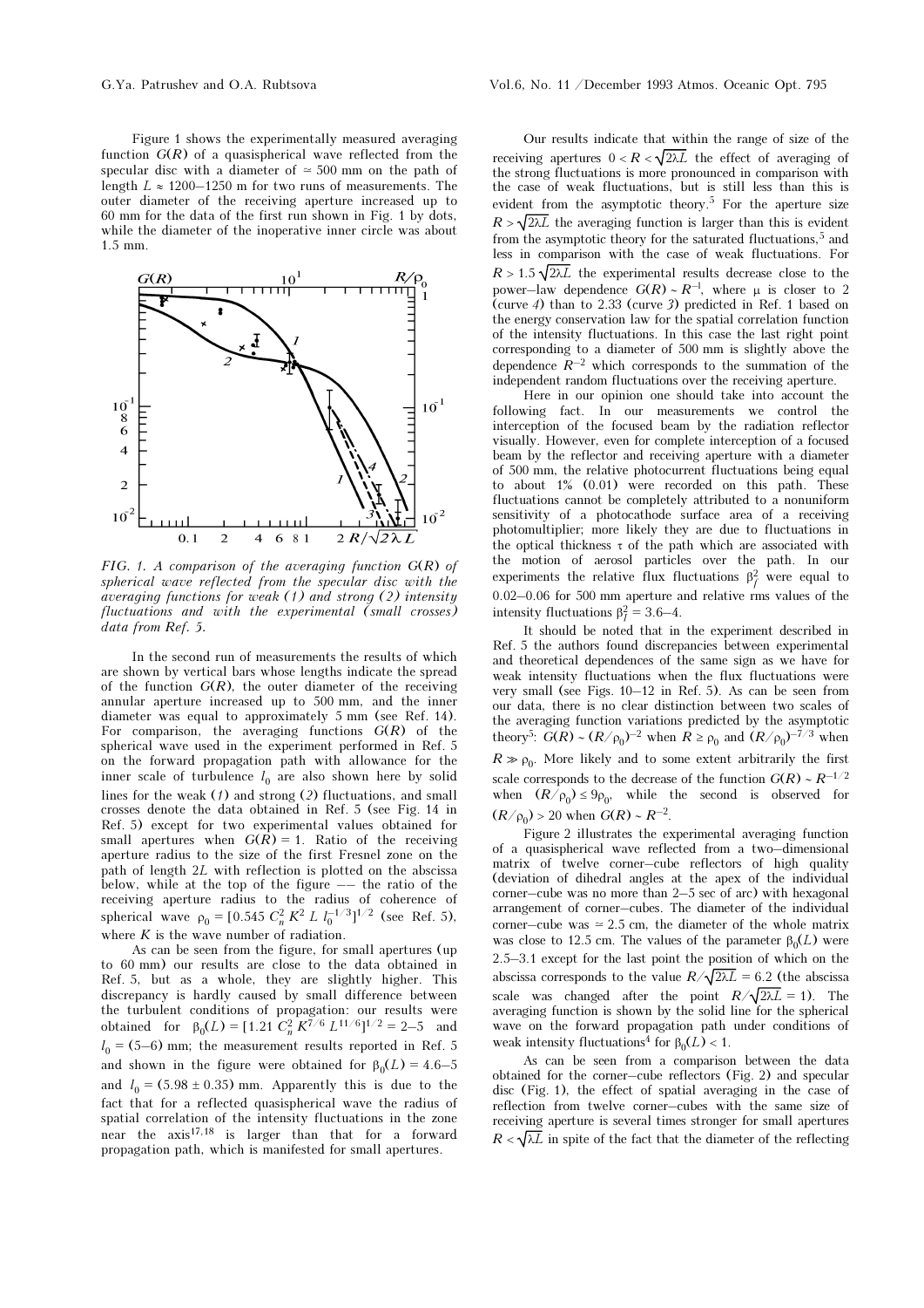Figure 1 shows the experimentally measured averaging function $G(R)$ of a quasispherical wave reflected from the specular disc with a diameter of $\simeq 500$ mm on the path of length $L \approx 1200$–$1250$ m for two runs of measurements. The outer diameter of the receiving aperture increased up to 60 mm for the data of the first run shown in Fig. 1 by dots, while the diameter of the inoperative inner circle was about 1.5 mm.

*FIG. 1. A comparison of the averaging function $G(R)$ of spherical wave reflected from the specular disc with the averaging functions for weak (1) and strong (2) intensity fluctuations and with the experimental (small crosses) data from Ref. 5.*

In the second run of measurements the results of which are shown by vertical bars whose lengths indicate the spread of the function $G(R)$, the outer diameter of the receiving annular aperture increased up to 500 mm, and the inner diameter was equal to approximately 5 mm (see Ref. 14). For comparison, the averaging functions $G(R)$ of the spherical wave used in the experiment performed in Ref. 5 on the forward propagation path with allowance for the inner scale of turbulence $l_0$ are also shown here by solid lines for the weak (1) and strong (2) fluctuations, and small crosses denote the data obtained in Ref. 5 (see Fig. 14 in Ref. 5) except for two experimental values obtained for small apertures when $G(R) = 1$. Ratio of the receiving aperture radius to the size of the first Fresnel zone on the path of length $2L$ with reflection is plotted on the abscissa below, while at the top of the figure –– the ratio of the receiving aperture radius to the radius of coherence of spherical wave $\rho_0 = [0.545\, C_n^2\, K^2\, L\, l_0^{-1/3}]^{1/2}$ (see Ref. 5), where $K$ is the wave number of radiation.

As can be seen from the figure, for small apertures (up to 60 mm) our results are close to the data obtained in Ref. 5, but as a whole, they are slightly higher. This discrepancy is hardly caused by small difference between the turbulent conditions of propagation: our results were obtained for $\beta_0(L) = [1.21\, C_n^2\, K^{7/6}\, L^{11/6}]^{1/2} = 2$–$5$ and $l_0 = (5$–$6)$ mm; the measurement results reported in Ref. 5 and shown in the figure were obtained for $\beta_0(L) = 4.6$–$5$ and $l_0 = (5.98 \pm 0.35)$ mm. Apparently this is due to the fact that for a reflected quasispherical wave the radius of spatial correlation of the intensity fluctuations in the zone near the axis[17,18] is larger than that for a forward propagation path, which is manifested for small apertures.

Our results indicate that within the range of size of the receiving apertures $0 < R < \sqrt{2\lambda L}$ the effect of averaging of the strong fluctuations is more pronounced in comparison with the case of weak fluctuations, but is still less than this is evident from the asymptotic theory.[5] For the aperture size $R > \sqrt{2\lambda L}$ the averaging function is larger than this is evident from the asymptotic theory for the saturated fluctuations,[5] and less in comparison with the case of weak fluctuations. For $R > 1.5\sqrt{2\lambda L}$ the experimental results decrease close to the power–law dependence $G(R) \sim R^{-\mu}$, where $\mu$ is closer to 2 (curve 4) than to 2.33 (curve 3) predicted in Ref. 1 based on the energy conservation law for the spatial correlation function of the intensity fluctuations. In this case the last right point corresponding to a diameter of 500 mm is slightly above the dependence $R^{-2}$ which corresponds to the summation of the independent random fluctuations over the receiving aperture.

Here in our opinion one should take into account the following fact. In our measurements we control the interception of the focused beam by the radiation reflector visually. However, even for complete interception of a focused beam by the reflector and receiving aperture with a diameter of 500 mm, the relative photocurrent fluctuations being equal to about 1% (0.01) were recorded on this path. These fluctuations cannot be completely attributed to a nonuniform sensitivity of a photocathode surface area of a receiving photomultiplier; more likely they are due to fluctuations in the optical thickness $\tau$ of the path which are associated with the motion of aerosol particles over the path. In our experiments the relative flux fluctuations $\beta_f^2$ were equal to 0.02–0.06 for 500 mm aperture and relative rms values of the intensity fluctuations $\beta_I^2 = 3.6$–$4$.

It should be noted that in the experiment described in Ref. 5 the authors found discrepancies between experimental and theoretical dependences of the same sign as we have for weak intensity fluctuations when the flux fluctuations were very small (see Figs. 10–12 in Ref. 5). As can be seen from our data, there is no clear distinction between two scales of the averaging function variations predicted by the asymptotic theory[5]: $G(R) \sim (R/\rho_0)^{-2}$ when $R \geq \rho_0$ and $(R/\rho_0)^{-7/3}$ when $R \gg \rho_0$. More likely and to some extent arbitrarily the first scale corresponds to the decrease of the function $G(R) \sim R^{-1/2}$ when $(R/\rho_0) \leq 9\rho_0$, while the second is observed for $(R/\rho_0) > 20$ when $G(R) \sim R^{-2}$.

Figure 2 illustrates the experimental averaging function of a quasispherical wave reflected from a two–dimensional matrix of twelve corner–cube reflectors of high quality (deviation of dihedral angles at the apex of the individual corner–cube was no more than 2–5 sec of arc) with hexagonal arrangement of corner–cubes. The diameter of the individual corner–cube was $\simeq 2.5$ cm, the diameter of the whole matrix was close to 12.5 cm. The values of the parameter $\beta_0(L)$ were 2.5–3.1 except for the last point the position of which on the abscissa corresponds to the value $R/\sqrt{2\lambda L} = 6.2$ (the abscissa scale was changed after the point $R/\sqrt{2\lambda L} = 1$). The averaging function is shown by the solid line for the spherical wave on the forward propagation path under conditions of weak intensity fluctuations[4] for $\beta_0(L) < 1$.

As can be seen from a comparison between the data obtained for the corner–cube reflectors (Fig. 2) and specular disc (Fig. 1), the effect of spatial averaging in the case of reflection from twelve corner–cubes with the same size of receiving aperture is several times stronger for small apertures $R < \sqrt{\lambda L}$ in spite of the fact that the diameter of the reflecting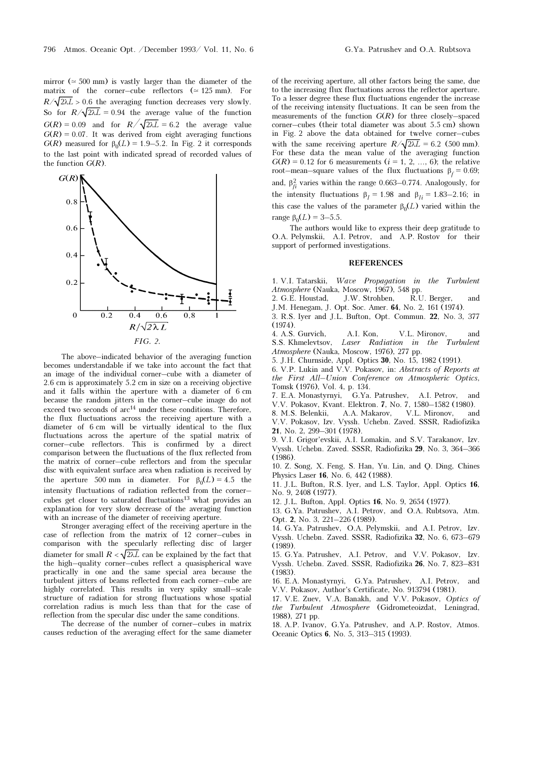mirror ($\simeq$ 500 mm) is vastly larger than the diameter of the matrix of the corner–cube reflectors ($\simeq$ 125 mm). For $R/\sqrt{2\lambda L} > 0.6$ the averaging function decreases very slowly. So for $R/\sqrt{2\lambda L} = 0.94$ the average value of the function $G(R) = 0.09$ and for $R/\sqrt{2\lambda L} = 6.2$ the average value $G(R) = 0.07$. It was derived from eight averaging functions $G(R)$ measured for $\beta_0(L) = 1.9$–$5.2$. In Fig. 2 it corresponds to the last point with indicated spread of recorded values of the function $G(R)$.

G(R)
0.8
0.6
0.4
0.2
0
0.2
0.4
0.6
0.8
1
$R/\sqrt{2\lambda L}$

*FIG. 2.*

The above–indicated behavior of the averaging function becomes understandable if we take into account the fact that an image of the individual corner–cube with a diameter of 2.6 cm is approximately 5.2 cm in size on a receiving objective and it falls within the aperture with a diameter of 6 cm because the random jitters in the corner–cube image do not exceed two seconds of arc[14] under these conditions. Therefore, the flux fluctuations across the receiving aperture with a diameter of 6 cm will be virtually identical to the flux fluctuations across the aperture of the spatial matrix of corner–cube reflectors. This is confirmed by a direct comparison between the fluctuations of the flux reflected from the matrix of corner–cube reflectors and from the specular disc with equivalent surface area when radiation is received by the aperture 500 mm in diameter. For $\beta_0(L) = 4.5$ the intensity fluctuations of radiation reflected from the corner–cubes get closer to saturated fluctuations[13] what provides an explanation for very slow decrease of the averaging function with an increase of the diameter of receiving aperture.

Stronger averaging effect of the receiving aperture in the case of reflection from the matrix of 12 corner–cubes in comparison with the specularly reflecting disc of larger diameter for small $R < \sqrt{2\lambda L}$ can be explained by the fact that the high–quality corner–cubes reflect a quasispherical wave practically in one and the same special area because the turbulent jitters of beams reflected from each corner–cube are highly correlated. This results in very spiky small–scale structure of radiation for strong fluctuations whose spatial correlation radius is much less than that for the case of reflection from the specular disc under the same conditions.

The decrease of the number of corner–cubes in matrix causes reduction of the averaging effect for the same diameter of the receiving aperture, all other factors being the same, due to the increasing flux fluctuations across the reflector aperture. To a lesser degree these flux fluctuations engender the increase of the receiving intensity fluctuations. It can be seen from the measurements of the function $G(R)$ for three closely–spaced corner–cubes (their total diameter was about 5.5 cm) shown in Fig. 2 above the data obtained for twelve corner–cubes with the same receiving aperture $R/\sqrt{2\lambda L} = 6.2$ (500 mm). For these data the mean value of the averaging function $G(R) = 0.12$ for 6 measurements ($i = 1, 2, \ldots, 6$); the relative root–mean–square values of the flux fluctuations $\beta_f = 0.69$; and, $\beta_{fi}^2$ varies within the range 0.663–0.774. Analogously, for the intensity fluctuations $\beta_I = 1.98$ and $\beta_{Ii} = 1.83$–$2.16$; in this case the values of the parameter $\beta_0(L)$ varied within the range $\beta_0(L) = 3$–$5.5$.

The authors would like to express their deep gratitude to O.A. Pelymskii, A.I. Petrov, and A.P. Rostov for their support of performed investigations.

## REFERENCES

1. V.I. Tatarskii, *Wave Propagation in the Turbulent Atmosphere* (Nauka, Moscow, 1967), 548 pp.
2. G.E. Houstad, J.W. Strohben, R.U. Berger, and J.M. Henegam, J. Opt. Soc. Amer. **64**, No. 2, 161 (1974).
3. R.S. Iyer and J.L. Bufton, Opt. Commun. **22**, No. 3, 377 (1974).
4. A.S. Gurvich, A.I. Kon, V.L. Mironov, and S.S. Khmelevtsov, *Laser Radiation in the Turbulent Atmosphere* (Nauka, Moscow, 1976), 277 pp.
5. J.H. Churnside, Appl. Optics **30**, No. 15, 1982 (1991).
6. V.P. Lukin and V.V. Pokasov, in: *Abstracts of Reports at the First All–Union Conference on Atmospheric Optics*, Tomsk (1976), Vol. 4, p. 134.
7. E.A. Monastyrnyi, G.Ya. Patrushev, A.I. Petrov, and V.V. Pokasov, Kvant. Elektron. **7**, No. 7, 1580–1582 (1980).
8. M.S. Belenkii, A.A. Makarov, V.L. Mironov, and V.V. Pokasov, Izv. Vyssh. Uchebn. Zaved. SSSR, Radiofizika **21**, No. 2, 299–301 (1978).
9. V.I. Grigor'evskii, A.I. Lomakin, and S.V. Tarakanov, Izv. Vyssh. Uchebn. Zaved. SSSR, Radiofizika **29**, No. 3, 364–366 (1986).
10. Z. Song, X. Feng, S. Han, Yu. Lin, and Q. Ding, Chines Physics Laser **16**, No. 6, 442 (1988).
11. J.L. Bufton, R.S. Iyer, and L.S. Taylor, Appl. Optics **16**, No. 9, 2408 (1977).
12. J.L. Bufton, Appl. Optics **16**, No. 9, 2654 (1977).
13. G.Ya. Patrushev, A.I. Petrov, and O.A. Rubtsova, Atm. Opt. **2**, No. 3, 221–226 (1989).
14. G.Ya. Patrushev, O.A. Pelymskii, and A.I. Petrov, Izv. Vyssh. Uchebn. Zaved. SSSR, Radiofizika **32**, No. 6, 673–679 (1989).
15. G.Ya. Patrushev, A.I. Petrov, and V.V. Pokasov, Izv. Vyssh. Uchebn. Zaved. SSSR, Radiofizika **26**, No. 7, 823–831 (1983).
16. E.A. Monastyrnyi, G.Ya. Patrushev, A.I. Petrov, and V.V. Pokasov, Author's Certificate, No. 913794 (1981).
17. V.E. Zuev, V.A. Banakh, and V.V. Pokasov, *Optics of the Turbulent Atmosphere* (Gidrometeoizdat, Leningrad, 1988), 271 pp.
18. A.P. Ivanov, G.Ya. Patrushev, and A.P. Rostov, Atmos. Oceanic Optics **6**, No. 5, 313–315 (1993).